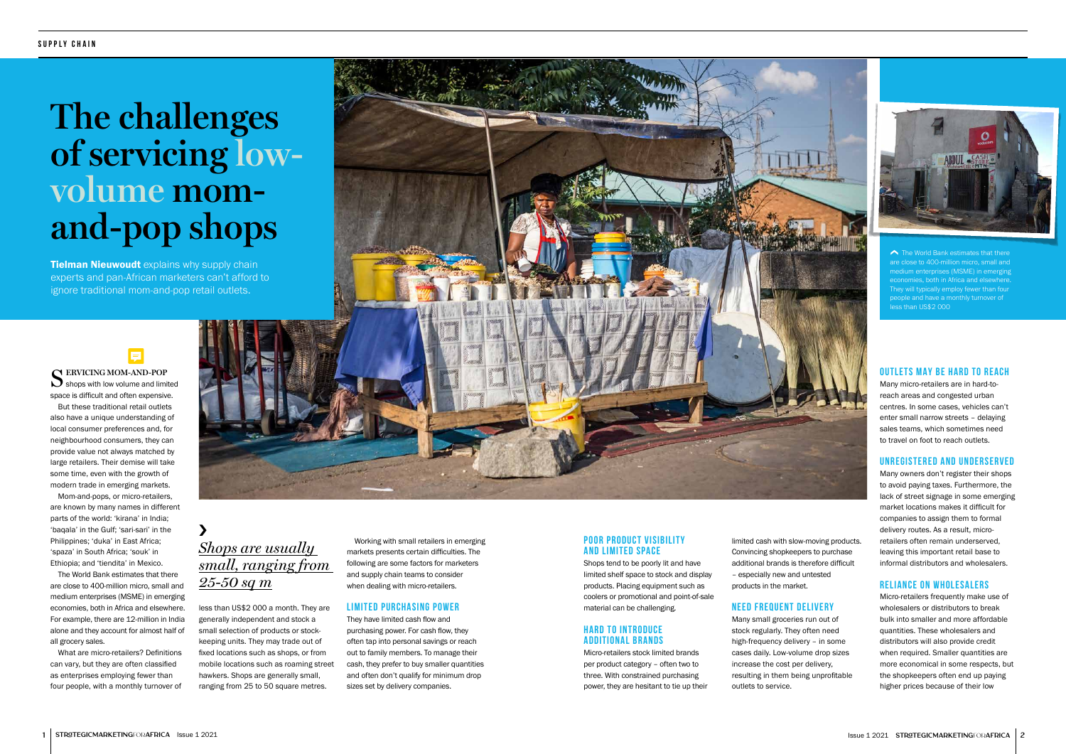SUPPLY CHAIN

# The challenges of servicing low-volume mom-and-pop shops

**Tielman Nieuwoudt** explains why supply chain experts and pan-African marketers can't afford to ignore traditional mom-and-pop retail outlets.

The World Bank estimates that there are close to 400-million micro, small and medium enterprises (MSME) in emerging economies, both in Africa and elsewhere. They will typically employ fewer than four people and have a monthly turnover of less than US$2 000

SERVICING MOM-AND-POP shops with low volume and limited space is difficult and often expensive.

But these traditional retail outlets also have a unique understanding of local consumer preferences and, for neighbourhood consumers, they can provide value not always matched by large retailers. Their demise will take some time, even with the growth of modern trade in emerging markets.

Mom-and-pops, or micro-retailers, are known by many names in different parts of the world: 'kirana' in India; 'baqala' in the Gulf; 'sari-sari' in the Philippines; 'duka' in East Africa; 'spaza' in South Africa; 'souk' in Ethiopia; and 'tiendita' in Mexico.

The World Bank estimates that there are close to 400-million micro, small and medium enterprises (MSME) in emerging economies, both in Africa and elsewhere. For example, there are 12-million in India alone and they account for almost half of all grocery sales.

What are micro-retailers? Definitions can vary, but they are often classified as enterprises employing fewer than four people, with a monthly turnover of less than US$2 000 a month. They are generally independent and stock a small selection of products or stock-keeping units. They may trade out of fixed locations such as shops, or from mobile locations such as roaming street hawkers. Shops are generally small, ranging from 25 to 50 square metres.

> *Shops are usually small, ranging from 25-50 sq m*

Working with small retailers in emerging markets presents certain difficulties. The following are some factors for marketers and supply chain teams to consider when dealing with micro-retailers.

### LIMITED PURCHASING POWER

They have limited cash flow and purchasing power. For cash flow, they often tap into personal savings or reach out to family members. To manage their cash, they prefer to buy smaller quantities and often don't qualify for minimum drop sizes set by delivery companies.

### POOR PRODUCT VISIBILITY AND LIMITED SPACE

Shops tend to be poorly lit and have limited shelf space to stock and display products. Placing equipment such as coolers or promotional and point-of-sale material can be challenging.

### HARD TO INTRODUCE ADDITIONAL BRANDS

Micro-retailers stock limited brands per product category – often two to three. With constrained purchasing power, they are hesitant to tie up their limited cash with slow-moving products. Convincing shopkeepers to purchase additional brands is therefore difficult – especially new and untested products in the market.

### NEED FREQUENT DELIVERY

Many small groceries run out of stock regularly. They often need high-frequency delivery – in some cases daily. Low-volume drop sizes increase the cost per delivery, resulting in them being unprofitable outlets to service.

### OUTLETS MAY BE HARD TO REACH

Many micro-retailers are in hard-to-reach areas and congested urban centres. In some cases, vehicles can't enter small narrow streets – delaying sales teams, which sometimes need to travel on foot to reach outlets.

### UNREGISTERED AND UNDERSERVED

Many owners don't register their shops to avoid paying taxes. Furthermore, the lack of street signage in some emerging market locations makes it difficult for companies to assign them to formal delivery routes. As a result, micro-retailers often remain underserved, leaving this important retail base to informal distributors and wholesalers.

### RELIANCE ON WHOLESALERS

Micro-retailers frequently make use of wholesalers or distributors to break bulk into smaller and more affordable quantities. These wholesalers and distributors will also provide credit when required. Smaller quantities are more economical in some respects, but the shopkeepers often end up paying higher prices because of their low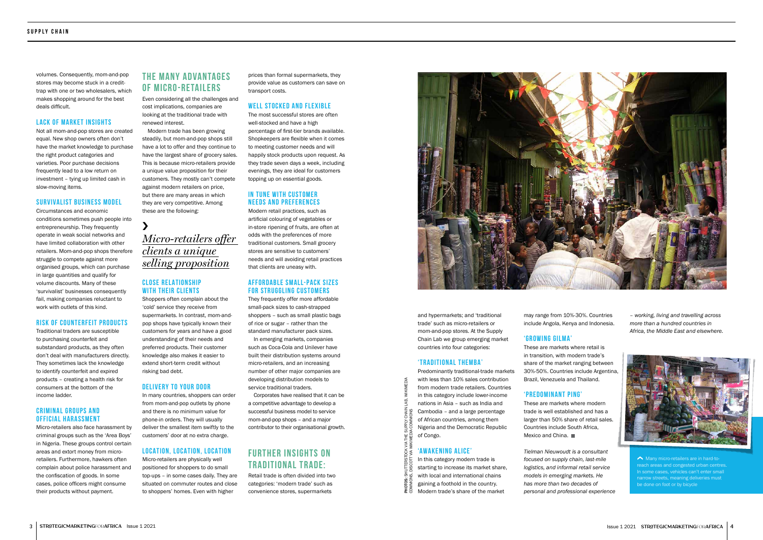volumes. Consequently, mom-and-pop stores may become stuck in a credit-trap with one or two wholesalers, which makes shopping around for the best deals difficult.

### LACK OF MARKET INSIGHTS

Not all mom-and-pop stores are created equal. New shop owners often don't have the market knowledge to purchase the right product categories and varieties. Poor purchase decisions frequently lead to a low return on investment – tying up limited cash in slow-moving items.

### SURVIVALIST BUSINESS MODEL

Circumstances and economic conditions sometimes push people into entrepreneurship. They frequently operate in weak social networks and have limited collaboration with other retailers. Mom-and-pop shops therefore struggle to compete against more organised groups, which can purchase in large quantities and qualify for volume discounts. Many of these 'survivalist' businesses consequently fail, making companies reluctant to work with outlets of this kind.

### RISK OF COUNTERFEIT PRODUCTS

Traditional traders are susceptible to purchasing counterfeit and substandard products, as they often don't deal with manufacturers directly. They sometimes lack the knowledge to identify counterfeit and expired products – creating a health risk for consumers at the bottom of the income ladder.

### CRIMINAL GROUPS AND OFFICIAL HARASSMENT

Micro-retailers also face harassment by criminal groups such as the 'Area Boys' in Nigeria. These groups control certain areas and extort money from micro-retailers. Furthermore, hawkers often complain about police harassment and the confiscation of goods. In some cases, police officers might consume their products without payment.

## THE MANY ADVANTAGES OF MICRO-RETAILERS

Even considering all the challenges and cost implications, companies are looking at the traditional trade with renewed interest.

Modern trade has been growing steadily, but mom-and-pop shops still have a lot to offer and they continue to have the largest share of grocery sales. This is because micro-retailers provide a unique value proposition for their customers. They mostly can't compete against modern retailers on price, but there are many areas in which they are very competitive. Among these are the following:

> *Micro-retailers offer clients a unique selling proposition*

### CLOSE RELATIONSHIP WITH THEIR CLIENTS

Shoppers often complain about the 'cold' service they receive from supermarkets. In contrast, mom-and-pop shops have typically known their customers for years and have a good understanding of their needs and preferred products. Their customer knowledge also makes it easier to extend short-term credit without risking bad debt.

### DELIVERY TO YOUR DOOR

In many countries, shoppers can order from mom-and-pop outlets by phone and there is no minimum value for phone-in orders. They will usually deliver the smallest item swiftly to the customers' door at no extra charge.

### LOCATION, LOCATION, LOCATION

Micro-retailers are physically well positioned for shoppers to do small top-ups – in some cases daily. They are situated on commuter routes and close to shoppers' homes. Even with higher prices than formal supermarkets, they provide value as customers can save on transport costs.

### WELL STOCKED AND FLEXIBLE

The most successful stores are often well-stocked and have a high percentage of first-tier brands available. Shopkeepers are flexible when it comes to meeting customer needs and will happily stock products upon request. As they trade seven days a week, including evenings, they are ideal for customers topping up on essential goods.

### IN TUNE WITH CUSTOMER NEEDS AND PREFERENCES

Modern retail practices, such as artificial colouring of vegetables or in-store ripening of fruits, are often at odds with the preferences of more traditional customers. Small grocery stores are sensitive to customers' needs and will avoiding retail practices that clients are uneasy with.

### AFFORDABLE SMALL-PACK SIZES FOR STRUGGLING CUSTOMERS

They frequently offer more affordable small-pack sizes to cash-strapped shoppers – such as small plastic bags of rice or sugar – rather than the standard manufacturer pack sizes.

In emerging markets, companies such as Coca-Cola and Unilever have built their distribution systems around micro-retailers, and an increasing number of other major companies are developing distribution models to service traditional traders.

Corporates have realised that it can be a competitive advantage to develop a successful business model to service mom-and-pop shops – and a major contributor to their organisational growth.

## FURTHER INSIGHTS ON TRADITIONAL TRADE:

Retail trade is often divided into two categories: 'modern trade' such as convenience stores, supermarkets and hypermarkets; and 'traditional trade' such as micro-retailers or mom-and-pop stores. At the Supply Chain Lab we group emerging market countries into four categories:

### 'TRADITIONAL THEMBA'

Predominantly traditional-trade markets with less than 10% sales contribution from modern trade retailers. Countries in this category include lower-income nations in Asia – such as India and Cambodia – and a large percentage of African countries, among them Nigeria and the Democratic Republic of Congo.

### 'AWAKENING ALICE'

In this category modern trade is starting to increase its market share, with local and international chains gaining a foothold in the country. Modern trade's share of the market may range from 10%-30%. Countries include Angola, Kenya and Indonesia.

### 'GROWING GILMA'

These are markets where retail is in transition, with modern trade's share of the market ranging between 30%-50%. Countries include Argentina, Brazil, Venezuela and Thailand.

### 'PREDOMINANT PING'

These are markets where modern trade is well established and has a larger than 50% share of retail sales. Countries include South Africa, Mexico and China.

*Tielman Nieuwoudt is a consultant focused on supply chain, last-mile logistics, and informal retail service models in emerging markets. He has more than two decades of personal and professional experience – working, living and travelling across more than a hundred countries in Africa, the Middle East and elsewhere.*

Many micro-retailers are in hard-to-reach areas and congested urban centres. In some cases, vehicles can't enter small narrow streets, meaning deliveries must be done on foot or by bicycle

PHOTOS: SHUTTERSTOCK VIA THE SUPPLY CHAIN LAB, WIKIMEDIA COMMONS, DISCOTT VIA WIKIMEDIA COMMONS